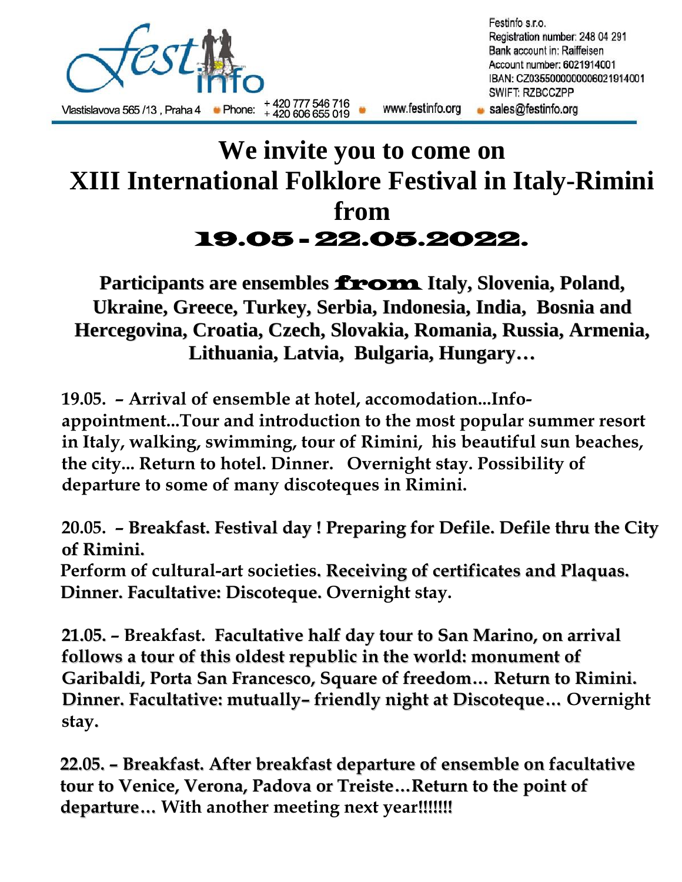Festinfo s.r.o.
Registration number: 248 04 291
Bank account in: Raiffeisen
Account number: 6021914001
IBAN: CZ0355000000006021914001
SWIFT: RZBCCZPP

Vlastislavova 565 /13 , Praha 4 • Phone: + 420 777 546 716 + 420 606 655 019 • www.festinfo.org • sales@festinfo.org

# We invite you to come on XIII International Folklore Festival in Italy-Rimini from 19.05 - 22.05.2022.

**Participants are ensembles from Italy, Slovenia, Poland, Ukraine, Greece, Turkey, Serbia, Indonesia, India, Bosnia and Hercegovina, Croatia, Czech, Slovakia, Romania, Russia, Armenia, Lithuania, Latvia, Bulgaria, Hungary…**

**19.05. – Arrival of ensemble at hotel, accomodation...Info-appointment...Tour and introduction to the most popular summer resort in Italy, walking, swimming, tour of Rimini, his beautiful sun beaches, the city... Return to hotel. Dinner. Overnight stay. Possibility of departure to some of many discoteques in Rimini.**

**20.05. – Breakfast. Festival day ! Preparing for Defile. Defile thru the City of Rimini.**
**Perform of cultural-art societies. Receiving of certificates and Plaquas. Dinner. Facultative: Discoteque. Overnight stay.**

**21.05. – Breakfast. Facultative half day tour to San Marino, on arrival follows a tour of this oldest republic in the world: monument of Garibaldi, Porta San Francesco, Square of freedom… Return to Rimini. Dinner. Facultative: mutually– friendly night at Discoteque… Overnight stay.**

**22.05. – Breakfast. After breakfast departure of ensemble on facultative tour to Venice, Verona, Padova or Treiste…Return to the point of departure… With another meeting next year!!!!!!!**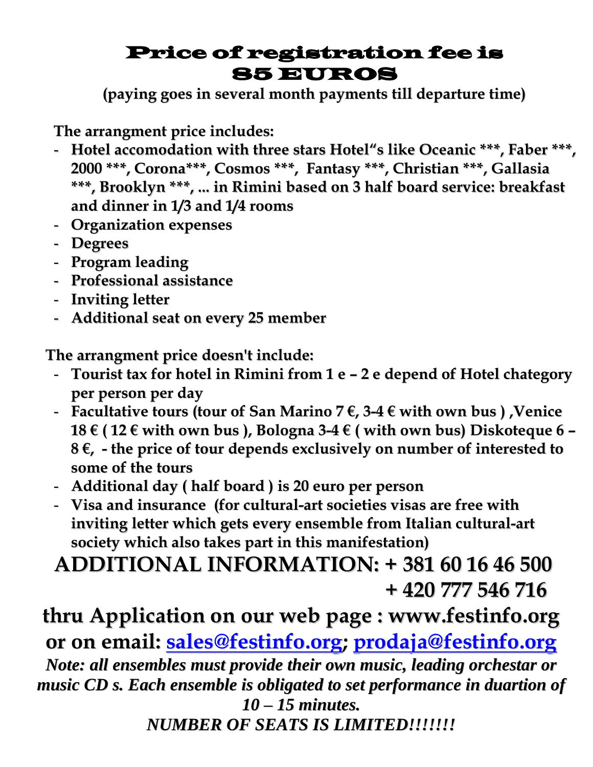# Price of registration fee is 85 EUROS

**(paying goes in several month payments till departure time)**

**The arrangment price includes:**

- **Hotel accomodation with three stars Hotel"s like Oceanic ***, Faber ***, 2000 ***, Corona***, Cosmos ***, Fantasy ***, Christian ***, Gallasia ***, Brooklyn ***, ... in Rimini based on 3 half board service: breakfast and dinner in 1/3 and 1/4 rooms**
- **Organization expenses**
- **Degrees**
- **Program leading**
- **Professional assistance**
- **Inviting letter**
- **Additional seat on every 25 member**

**The arrangment price doesn't include:**

- **Tourist tax for hotel in Rimini from 1 e – 2 e depend of Hotel chategory per person per day**
- **Facultative tours (tour of San Marino 7 €, 3-4 € with own bus ) ,Venice 18 € ( 12 € with own bus ), Bologna 3-4 € ( with own bus) Diskoteque 6 – 8 €, - the price of tour depends exclusively on number of interested to some of the tours**
- **Additional day ( half board ) is 20 euro per person**
- **Visa and insurance (for cultural-art societies visas are free with inviting letter which gets every ensemble from Italian cultural-art society which also takes part in this manifestation)**

## ADDITIONAL INFORMATION: + 381 60 16 46 500
## + 420 777 546 716

## thru Application on our web page : www.festinfo.org
## or on email: sales@festinfo.org; prodaja@festinfo.org

***Note: all ensembles must provide their own music, leading orchestar or music CD s. Each ensemble is obligated to set performance in duartion of 10 – 15 minutes.***

***NUMBER OF SEATS IS LIMITED!!!!!!!***